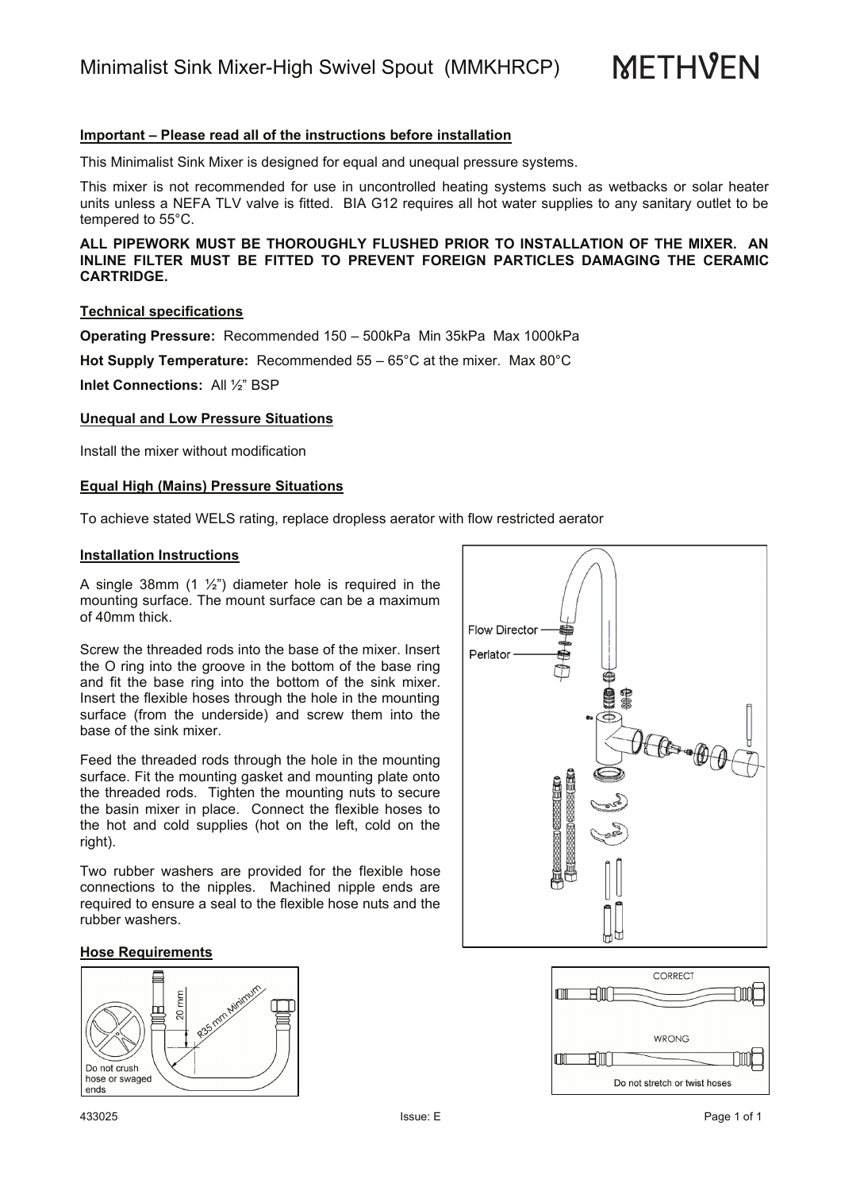# Minimalist Sink Mixer-High Swivel Spout (MMKHRCP)

METHVEN

**Important – Please read all of the instructions before installation**

This Minimalist Sink Mixer is designed for equal and unequal pressure systems.

This mixer is not recommended for use in uncontrolled heating systems such as wetbacks or solar heater units unless a NEFA TLV valve is fitted. BIA G12 requires all hot water supplies to any sanitary outlet to be tempered to 55°C.

**ALL PIPEWORK MUST BE THOROUGHLY FLUSHED PRIOR TO INSTALLATION OF THE MIXER. AN INLINE FILTER MUST BE FITTED TO PREVENT FOREIGN PARTICLES DAMAGING THE CERAMIC CARTRIDGE.**

**Technical specifications**

**Operating Pressure:** Recommended 150 – 500kPa Min 35kPa Max 1000kPa

**Hot Supply Temperature:** Recommended 55 – 65°C at the mixer. Max 80°C

**Inlet Connections:** All ½" BSP

**Unequal and Low Pressure Situations**

Install the mixer without modification

**Equal High (Mains) Pressure Situations**

To achieve stated WELS rating, replace dropless aerator with flow restricted aerator

**Installation Instructions**

A single 38mm (1 ½") diameter hole is required in the mounting surface. The mount surface can be a maximum of 40mm thick.

Screw the threaded rods into the base of the mixer. Insert the O ring into the groove in the bottom of the base ring and fit the base ring into the bottom of the sink mixer. Insert the flexible hoses through the hole in the mounting surface (from the underside) and screw them into the base of the sink mixer.

Feed the threaded rods through the hole in the mounting surface. Fit the mounting gasket and mounting plate onto the threaded rods. Tighten the mounting nuts to secure the basin mixer in place. Connect the flexible hoses to the hot and cold supplies (hot on the left, cold on the right).

Two rubber washers are provided for the flexible hose connections to the nipples. Machined nipple ends are required to ensure a seal to the flexible hose nuts and the rubber washers.

Flow Director

Perlator

**Hose Requirements**

20 mm

R35 mm Minimum

Do not crush hose or swaged ends

CORRECT

WRONG

Do not stretch or twist hoses

433025 Issue: E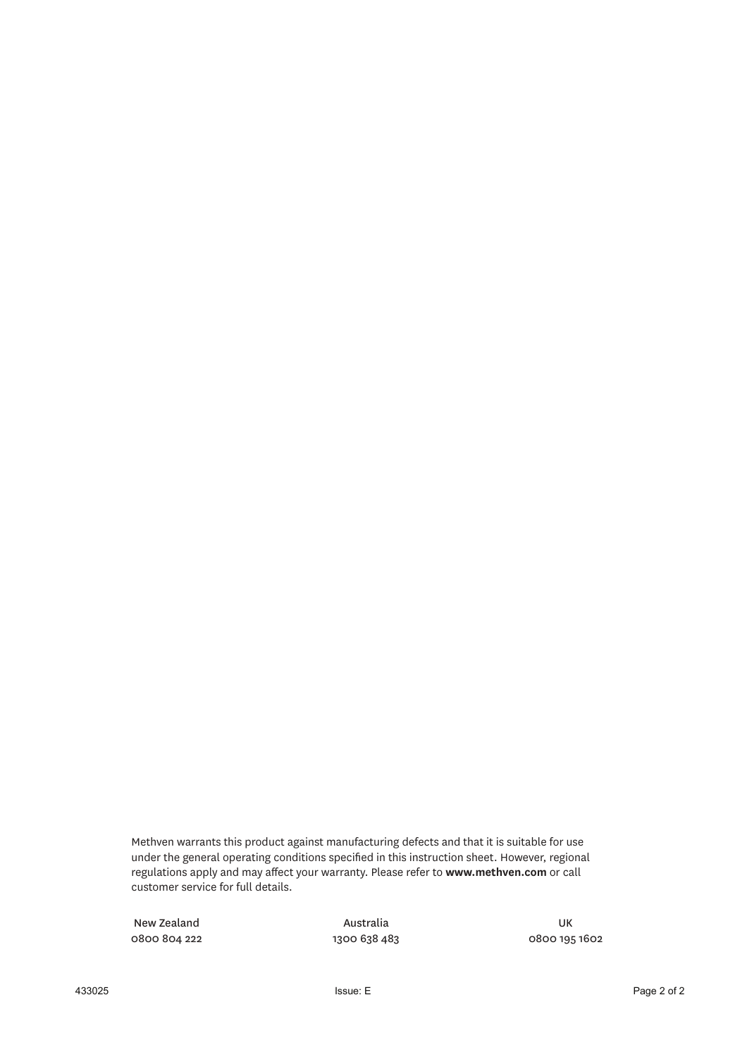Methven warrants this product against manufacturing defects and that it is suitable for use under the general operating conditions specified in this instruction sheet. However, regional regulations apply and may affect your warranty. Please refer to **www.methven.com** or call customer service for full details.

| New Zealand | Australia | UK |
| --- | --- | --- |
| 0800 804 222 | 1300 638 483 | 0800 195 1602 |

433025

Issue: E